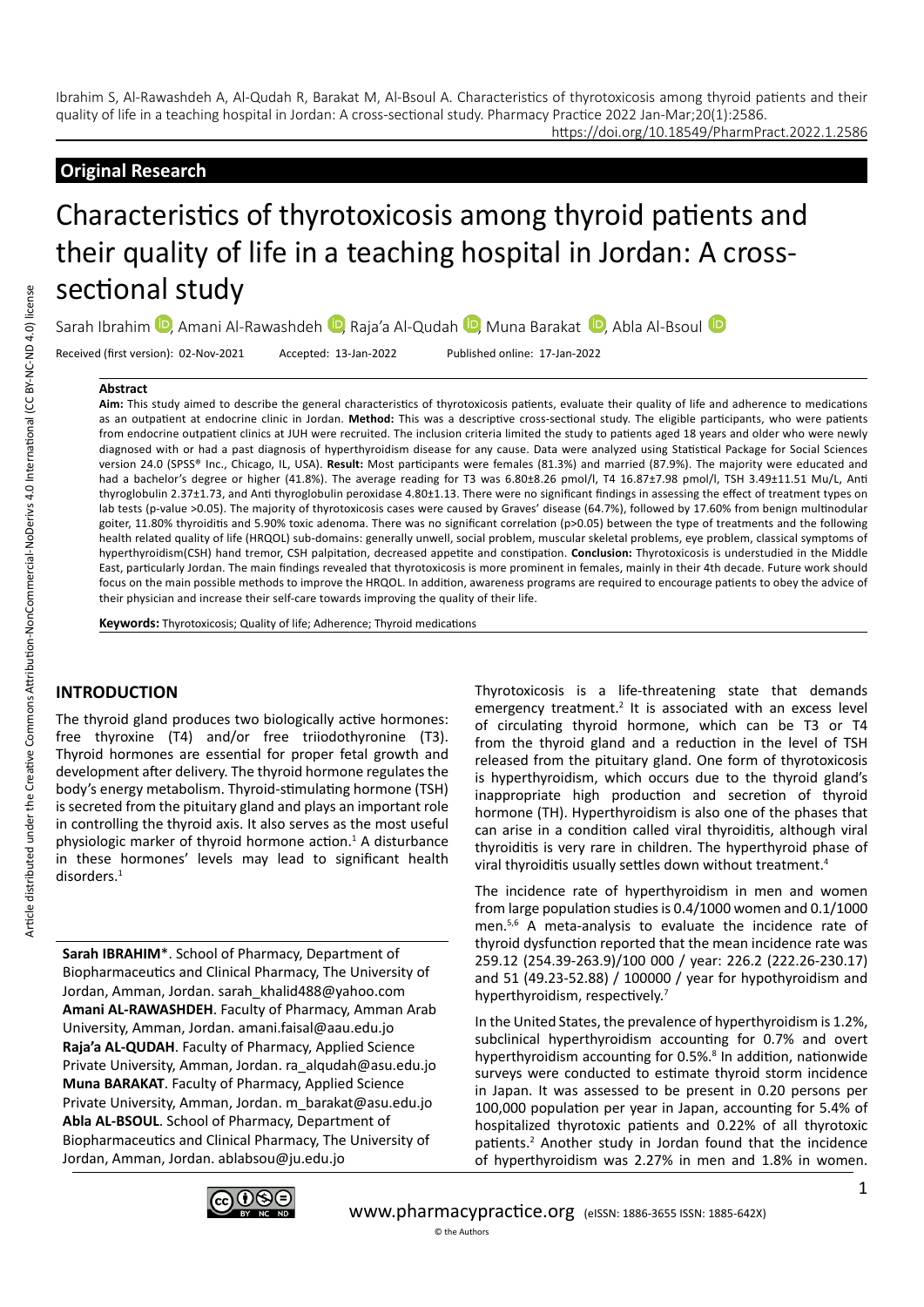Ibrahim S, Al-Rawashdeh A, Al-Qudah R, Barakat M, Al-Bsoul A. Characteristics of thyrotoxicosis among thyroid patients and their quality of life in a teaching hospital in Jordan: A cross-sectional study. Pharmacy Practice 2022 Jan-Mar;20(1):2586.
https://doi.org/10.18549/PharmPract.2022.1.2586

## Original Research

# Characteristics of thyrotoxicosis among thyroid patients and their quality of life in a teaching hospital in Jordan: A cross-sectional study

Sarah Ibrahim, Amani Al-Rawashdeh, Raja'a Al-Qudah, Muna Barakat, Abla Al-Bsoul

Received (first version): 02-Nov-2021 Accepted: 13-Jan-2022 Published online: 17-Jan-2022

### Abstract

**Aim:** This study aimed to describe the general characteristics of thyrotoxicosis patients, evaluate their quality of life and adherence to medications as an outpatient at endocrine clinic in Jordan. **Method:** This was a descriptive cross-sectional study. The eligible participants, who were patients from endocrine outpatient clinics at JUH were recruited. The inclusion criteria limited the study to patients aged 18 years and older who were newly diagnosed with or had a past diagnosis of hyperthyroidism disease for any cause. Data were analyzed using Statistical Package for Social Sciences version 24.0 (SPSS® Inc., Chicago, IL, USA). **Result:** Most participants were females (81.3%) and married (87.9%). The majority were educated and had a bachelor's degree or higher (41.8%). The average reading for T3 was 6.80±8.26 pmol/l, T4 16.87±7.98 pmol/l, TSH 3.49±11.51 Mu/L, Anti thyroglobulin 2.37±1.73, and Anti thyroglobulin peroxidase 4.80±1.13. There were no significant findings in assessing the effect of treatment types on lab tests (p-value >0.05). The majority of thyrotoxicosis cases were caused by Graves' disease (64.7%), followed by 17.60% from benign multinodular goiter, 11.80% thyroiditis and 5.90% toxic adenoma. There was no significant correlation (p>0.05) between the type of treatments and the following health related quality of life (HRQOL) sub-domains: generally unwell, social problem, muscular skeletal problems, eye problem, classical symptoms of hyperthyroidism(CSH) hand tremor, CSH palpitation, decreased appetite and constipation. **Conclusion:** Thyrotoxicosis is understudied in the Middle East, particularly Jordan. The main findings revealed that thyrotoxicosis is more prominent in females, mainly in their 4th decade. Future work should focus on the main possible methods to improve the HRQOL. In addition, awareness programs are required to encourage patients to obey the advice of their physician and increase their self-care towards improving the quality of their life.

**Keywords:** Thyrotoxicosis; Quality of life; Adherence; Thyroid medications

## INTRODUCTION

The thyroid gland produces two biologically active hormones: free thyroxine (T4) and/or free triiodothyronine (T3). Thyroid hormones are essential for proper fetal growth and development after delivery. The thyroid hormone regulates the body's energy metabolism. Thyroid-stimulating hormone (TSH) is secreted from the pituitary gland and plays an important role in controlling the thyroid axis. It also serves as the most useful physiologic marker of thyroid hormone action.[1] A disturbance in these hormones' levels may lead to significant health disorders.[1]

**Sarah IBRAHIM**\*. School of Pharmacy, Department of Biopharmaceutics and Clinical Pharmacy, The University of Jordan, Amman, Jordan. sarah_khalid488@yahoo.com
**Amani AL-RAWASHDEH**. Faculty of Pharmacy, Amman Arab University, Amman, Jordan. amani.faisal@aau.edu.jo
**Raja'a AL-QUDAH**. Faculty of Pharmacy, Applied Science Private University, Amman, Jordan. ra_alqudah@asu.edu.jo
**Muna BARAKAT**. Faculty of Pharmacy, Applied Science Private University, Amman, Jordan. m_barakat@asu.edu.jo
**Abla AL-BSOUL**. School of Pharmacy, Department of Biopharmaceutics and Clinical Pharmacy, The University of Jordan, Amman, Jordan. ablabsou@ju.edu.jo

Thyrotoxicosis is a life-threatening state that demands emergency treatment.[2] It is associated with an excess level of circulating thyroid hormone, which can be T3 or T4 from the thyroid gland and a reduction in the level of TSH released from the pituitary gland. One form of thyrotoxicosis is hyperthyroidism, which occurs due to the thyroid gland's inappropriate high production and secretion of thyroid hormone (TH). Hyperthyroidism is also one of the phases that can arise in a condition called viral thyroiditis, although viral thyroiditis is very rare in children. The hyperthyroid phase of viral thyroiditis usually settles down without treatment.[4]

The incidence rate of hyperthyroidism in men and women from large population studies is 0.4/1000 women and 0.1/1000 men.[5,6] A meta-analysis to evaluate the incidence rate of thyroid dysfunction reported that the mean incidence rate was 259.12 (254.39-263.9)/100 000 / year: 226.2 (222.26-230.17) and 51 (49.23-52.88) / 100000 / year for hypothyroidism and hyperthyroidism, respectively.[7]

In the United States, the prevalence of hyperthyroidism is 1.2%, subclinical hyperthyroidism accounting for 0.7% and overt hyperthyroidism accounting for 0.5%.[8] In addition, nationwide surveys were conducted to estimate thyroid storm incidence in Japan. It was assessed to be present in 0.20 persons per 100,000 population per year in Japan, accounting for 5.4% of hospitalized thyrotoxic patients and 0.22% of all thyrotoxic patients.[2] Another study in Jordan found that the incidence of hyperthyroidism was 2.27% in men and 1.8% in women.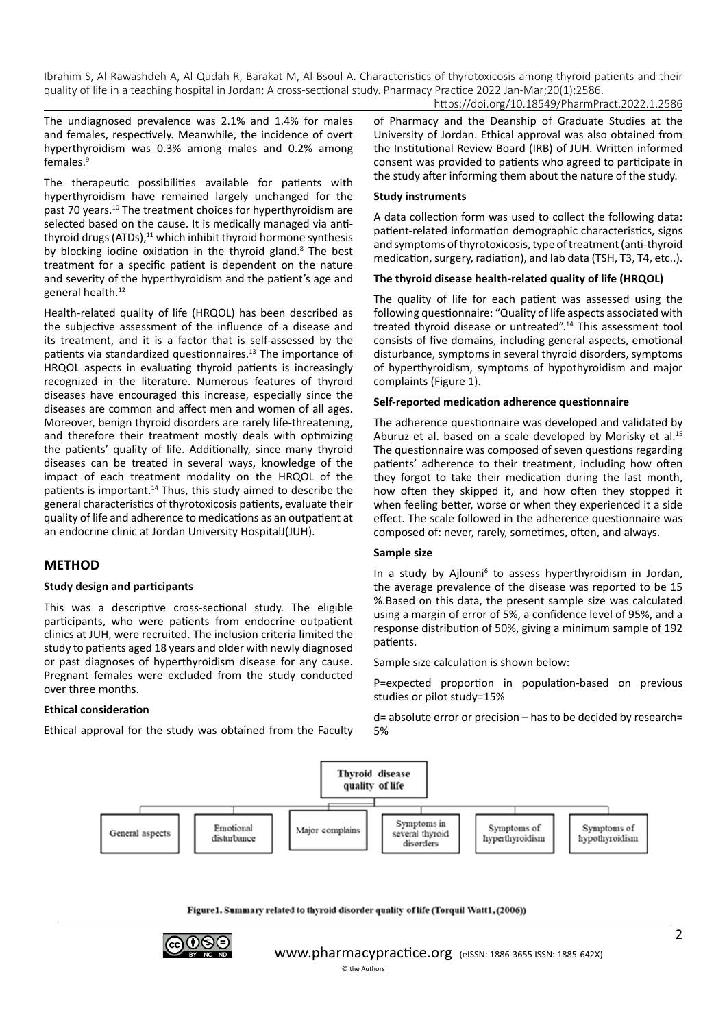The undiagnosed prevalence was 2.1% and 1.4% for males and females, respectively. Meanwhile, the incidence of overt hyperthyroidism was 0.3% among males and 0.2% among females.[9]

The therapeutic possibilities available for patients with hyperthyroidism have remained largely unchanged for the past 70 years.[10] The treatment choices for hyperthyroidism are selected based on the cause. It is medically managed via anti-thyroid drugs (ATDs),[11] which inhibit thyroid hormone synthesis by blocking iodine oxidation in the thyroid gland.[8] The best treatment for a specific patient is dependent on the nature and severity of the hyperthyroidism and the patient's age and general health.[12]

Health-related quality of life (HRQOL) has been described as the subjective assessment of the influence of a disease and its treatment, and it is a factor that is self-assessed by the patients via standardized questionnaires.[13] The importance of HRQOL aspects in evaluating thyroid patients is increasingly recognized in the literature. Numerous features of thyroid diseases have encouraged this increase, especially since the diseases are common and affect men and women of all ages. Moreover, benign thyroid disorders are rarely life-threatening, and therefore their treatment mostly deals with optimizing the patients' quality of life. Additionally, since many thyroid diseases can be treated in several ways, knowledge of the impact of each treatment modality on the HRQOL of the patients is important.[14] Thus, this study aimed to describe the general characteristics of thyrotoxicosis patients, evaluate their quality of life and adherence to medications as an outpatient at an endocrine clinic at Jordan University HospitalJ(JUH).

## METHOD

### Study design and participants

This was a descriptive cross-sectional study. The eligible participants, who were patients from endocrine outpatient clinics at JUH, were recruited. The inclusion criteria limited the study to patients aged 18 years and older with newly diagnosed or past diagnoses of hyperthyroidism disease for any cause. Pregnant females were excluded from the study conducted over three months.

### Ethical consideration

Ethical approval for the study was obtained from the Faculty of Pharmacy and the Deanship of Graduate Studies at the University of Jordan. Ethical approval was also obtained from the Institutional Review Board (IRB) of JUH. Written informed consent was provided to patients who agreed to participate in the study after informing them about the nature of the study.

### Study instruments

A data collection form was used to collect the following data: patient-related information demographic characteristics, signs and symptoms of thyrotoxicosis, type of treatment (anti-thyroid medication, surgery, radiation), and lab data (TSH, T3, T4, etc..).

### The thyroid disease health-related quality of life (HRQOL)

The quality of life for each patient was assessed using the following questionnaire: "Quality of life aspects associated with treated thyroid disease or untreated".[14] This assessment tool consists of five domains, including general aspects, emotional disturbance, symptoms in several thyroid disorders, symptoms of hyperthyroidism, symptoms of hypothyroidism and major complaints (Figure 1).

### Self-reported medication adherence questionnaire

The adherence questionnaire was developed and validated by Aburuz et al. based on a scale developed by Morisky et al.[15] The questionnaire was composed of seven questions regarding patients' adherence to their treatment, including how often they forgot to take their medication during the last month, how often they skipped it, and how often they stopped it when feeling better, worse or when they experienced it a side effect. The scale followed in the adherence questionnaire was composed of: never, rarely, sometimes, often, and always.

### Sample size

In a study by Ajlouni[6] to assess hyperthyroidism in Jordan, the average prevalence of the disease was reported to be 15 %.Based on this data, the present sample size was calculated using a margin of error of 5%, a confidence level of 95%, and a response distribution of 50%, giving a minimum sample of 192 patients.

Sample size calculation is shown below:

P=expected proportion in population-based on previous studies or pilot study=15%

d= absolute error or precision – has to be decided by research= 5%

Thyroid disease quality of life: General aspects; Emotional disturbance; Major complains; Symptoms in several thyroid disorders; Symptoms of hyperthyroidism; Symptoms of hypothyroidism

Figure1. Summary related to thyroid disorder quality of life (Torquil Watt1, (2006))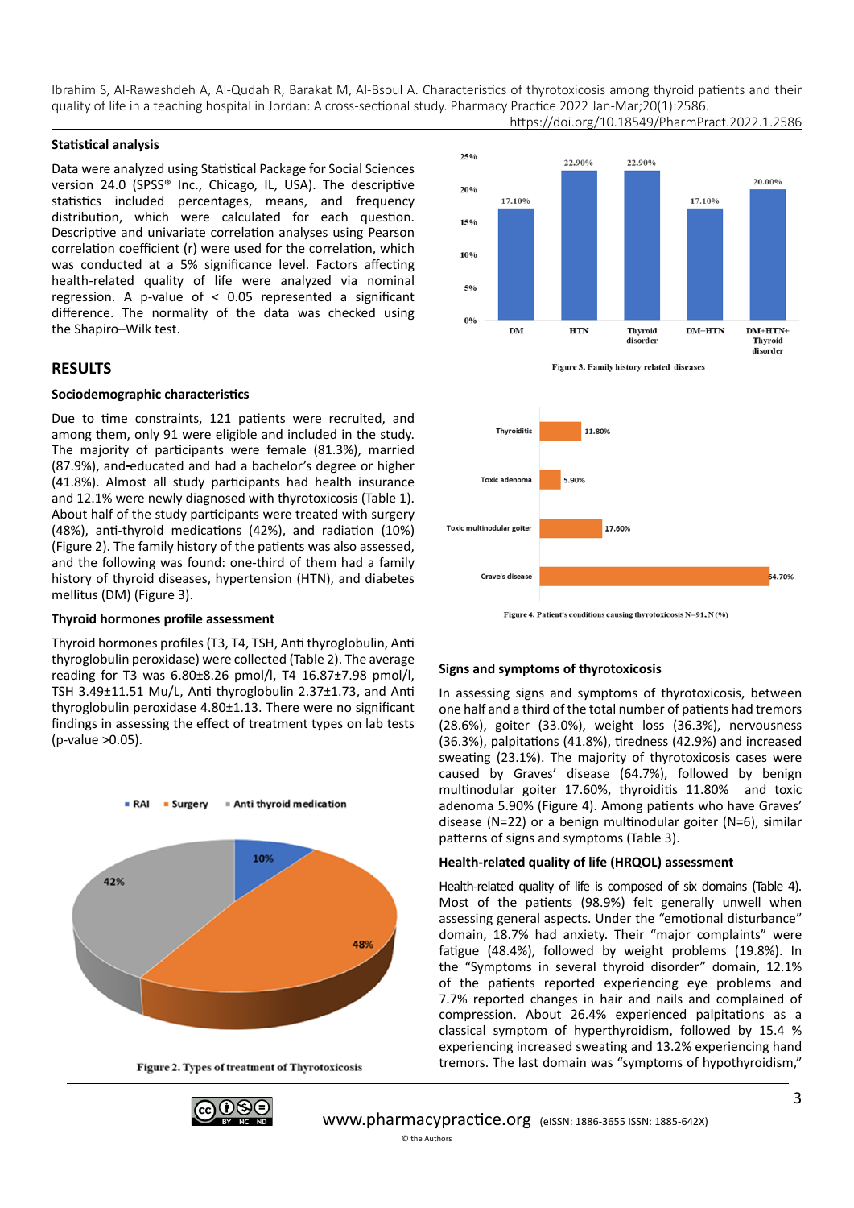### Statistical analysis

Data were analyzed using Statistical Package for Social Sciences version 24.0 (SPSS® Inc., Chicago, IL, USA). The descriptive statistics included percentages, means, and frequency distribution, which were calculated for each question. Descriptive and univariate correlation analyses using Pearson correlation coefficient (r) were used for the correlation, which was conducted at a 5% significance level. Factors affecting health-related quality of life were analyzed via nominal regression. A p-value of $< 0.05$ represented a significant difference. The normality of the data was checked using the Shapiro–Wilk test.

## RESULTS

### Sociodemographic characteristics

Due to time constraints, 121 patients were recruited, and among them, only 91 were eligible and included in the study. The majority of participants were female (81.3%), married (87.9%), and educated and had a bachelor's degree or higher (41.8%). Almost all study participants had health insurance and 12.1% were newly diagnosed with thyrotoxicosis (Table 1). About half of the study participants were treated with surgery (48%), anti-thyroid medications (42%), and radiation (10%) (Figure 2). The family history of the patients was also assessed, and the following was found: one-third of them had a family history of thyroid diseases, hypertension (HTN), and diabetes mellitus (DM) (Figure 3).

### Thyroid hormones profile assessment

Thyroid hormones profiles (T3, T4, TSH, Anti thyroglobulin, Anti thyroglobulin peroxidase) were collected (Table 2). The average reading for T3 was 6.80±8.26 pmol/l, T4 16.87±7.98 pmol/l, TSH 3.49±11.51 Mu/L, Anti thyroglobulin 2.37±1.73, and Anti thyroglobulin peroxidase 4.80±1.13. There were no significant findings in assessing the effect of treatment types on lab tests (p-value >0.05).

Figure 2. Types of treatment of Thyrotoxicosis

Figure 3. Family history related diseases

Figure 4. Patient's conditions causing thyrotoxicosis N=91, N (%)

### Signs and symptoms of thyrotoxicosis

In assessing signs and symptoms of thyrotoxicosis, between one half and a third of the total number of patients had tremors (28.6%), goiter (33.0%), weight loss (36.3%), nervousness (36.3%), palpitations (41.8%), tiredness (42.9%) and increased sweating (23.1%). The majority of thyrotoxicosis cases were caused by Graves' disease (64.7%), followed by benign multinodular goiter 17.60%, thyroiditis 11.80% and toxic adenoma 5.90% (Figure 4). Among patients who have Graves' disease (N=22) or a benign multinodular goiter (N=6), similar patterns of signs and symptoms (Table 3).

### Health-related quality of life (HRQOL) assessment

Health-related quality of life is composed of six domains (Table 4). Most of the patients (98.9%) felt generally unwell when assessing general aspects. Under the "emotional disturbance" domain, 18.7% had anxiety. Their "major complaints" were fatigue (48.4%), followed by weight problems (19.8%). In the "Symptoms in several thyroid disorder" domain, 12.1% of the patients reported experiencing eye problems and 7.7% reported changes in hair and nails and complained of compression. About 26.4% experienced palpitations as a classical symptom of hyperthyroidism, followed by 15.4 % experiencing increased sweating and 13.2% experiencing hand tremors. The last domain was "symptoms of hypothyroidism,"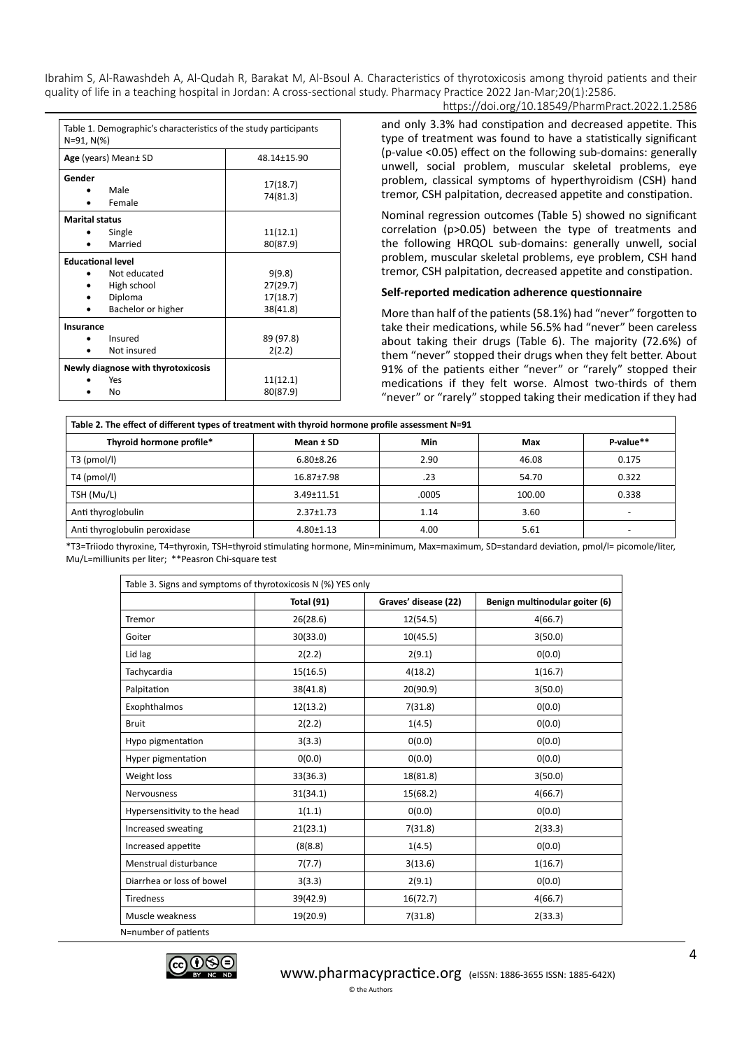Table 1. Demographic's characteristics of the study participants N=91, N(%)

| | |
|---|---|
| **Age** (years) Mean± SD | 48.14±15.90 |
| **Gender** | |
| • Male | 17(18.7) |
| • Female | 74(81.3) |
| **Marital status** | |
| • Single | 11(12.1) |
| • Married | 80(87.9) |
| **Educational level** | |
| • Not educated | 9(9.8) |
| • High school | 27(29.7) |
| • Diploma | 17(18.7) |
| • Bachelor or higher | 38(41.8) |
| **Insurance** | |
| • Insured | 89 (97.8) |
| • Not insured | 2(2.2) |
| **Newly diagnose with thyrotoxicosis** | |
| • Yes | 11(12.1) |
| • No | 80(87.9) |

and only 3.3% had constipation and decreased appetite. This type of treatment was found to have a statistically significant (p-value <0.05) effect on the following sub-domains: generally unwell, social problem, muscular skeletal problems, eye problem, classical symptoms of hyperthyroidism (CSH) hand tremor, CSH palpitation, decreased appetite and constipation.

Nominal regression outcomes (Table 5) showed no significant correlation (p>0.05) between the type of treatments and the following HRQOL sub-domains: generally unwell, social problem, muscular skeletal problems, eye problem, CSH hand tremor, CSH palpitation, decreased appetite and constipation.

**Self-reported medication adherence questionnaire**

More than half of the patients (58.1%) had "never" forgotten to take their medications, while 56.5% had "never" been careless about taking their drugs (Table 6). The majority (72.6%) of them "never" stopped their drugs when they felt better. About 91% of the patients either "never" or "rarely" stopped their medications if they felt worse. Almost two-thirds of them "never" or "rarely" stopped taking their medication if they had

**Table 2. The effect of different types of treatment with thyroid hormone profile assessment N=91**

| Thyroid hormone profile* | Mean ± SD | Min | Max | P-value** |
|---|---|---|---|---|
| T3 (pmol/l) | 6.80±8.26 | 2.90 | 46.08 | 0.175 |
| T4 (pmol/l) | 16.87±7.98 | .23 | 54.70 | 0.322 |
| TSH (Mu/L) | 3.49±11.51 | .0005 | 100.00 | 0.338 |
| Anti thyroglobulin | 2.37±1.73 | 1.14 | 3.60 | - |
| Anti thyroglobulin peroxidase | 4.80±1.13 | 4.00 | 5.61 | - |

*T3=Triiodo thyroxine, T4=thyroxin, TSH=thyroid stimulating hormone, Min=minimum, Max=maximum, SD=standard deviation, pmol/l= picomole/liter, Mu/L=milliunits per liter; **Peasron Chi-square test

Table 3. Signs and symptoms of thyrotoxicosis N (%) YES only

| | Total (91) | Graves' disease (22) | Benign multinodular goiter (6) |
|---|---|---|---|
| Tremor | 26(28.6) | 12(54.5) | 4(66.7) |
| Goiter | 30(33.0) | 10(45.5) | 3(50.0) |
| Lid lag | 2(2.2) | 2(9.1) | 0(0.0) |
| Tachycardia | 15(16.5) | 4(18.2) | 1(16.7) |
| Palpitation | 38(41.8) | 20(90.9) | 3(50.0) |
| Exophthalmos | 12(13.2) | 7(31.8) | 0(0.0) |
| Bruit | 2(2.2) | 1(4.5) | 0(0.0) |
| Hypo pigmentation | 3(3.3) | 0(0.0) | 0(0.0) |
| Hyper pigmentation | 0(0.0) | 0(0.0) | 0(0.0) |
| Weight loss | 33(36.3) | 18(81.8) | 3(50.0) |
| Nervousness | 31(34.1) | 15(68.2) | 4(66.7) |
| Hypersensitivity to the head | 1(1.1) | 0(0.0) | 0(0.0) |
| Increased sweating | 21(23.1) | 7(31.8) | 2(33.3) |
| Increased appetite | (8(8.8) | 1(4.5) | 0(0.0) |
| Menstrual disturbance | 7(7.7) | 3(13.6) | 1(16.7) |
| Diarrhea or loss of bowel | 3(3.3) | 2(9.1) | 0(0.0) |
| Tiredness | 39(42.9) | 16(72.7) | 4(66.7) |
| Muscle weakness | 19(20.9) | 7(31.8) | 2(33.3) |

N=number of patients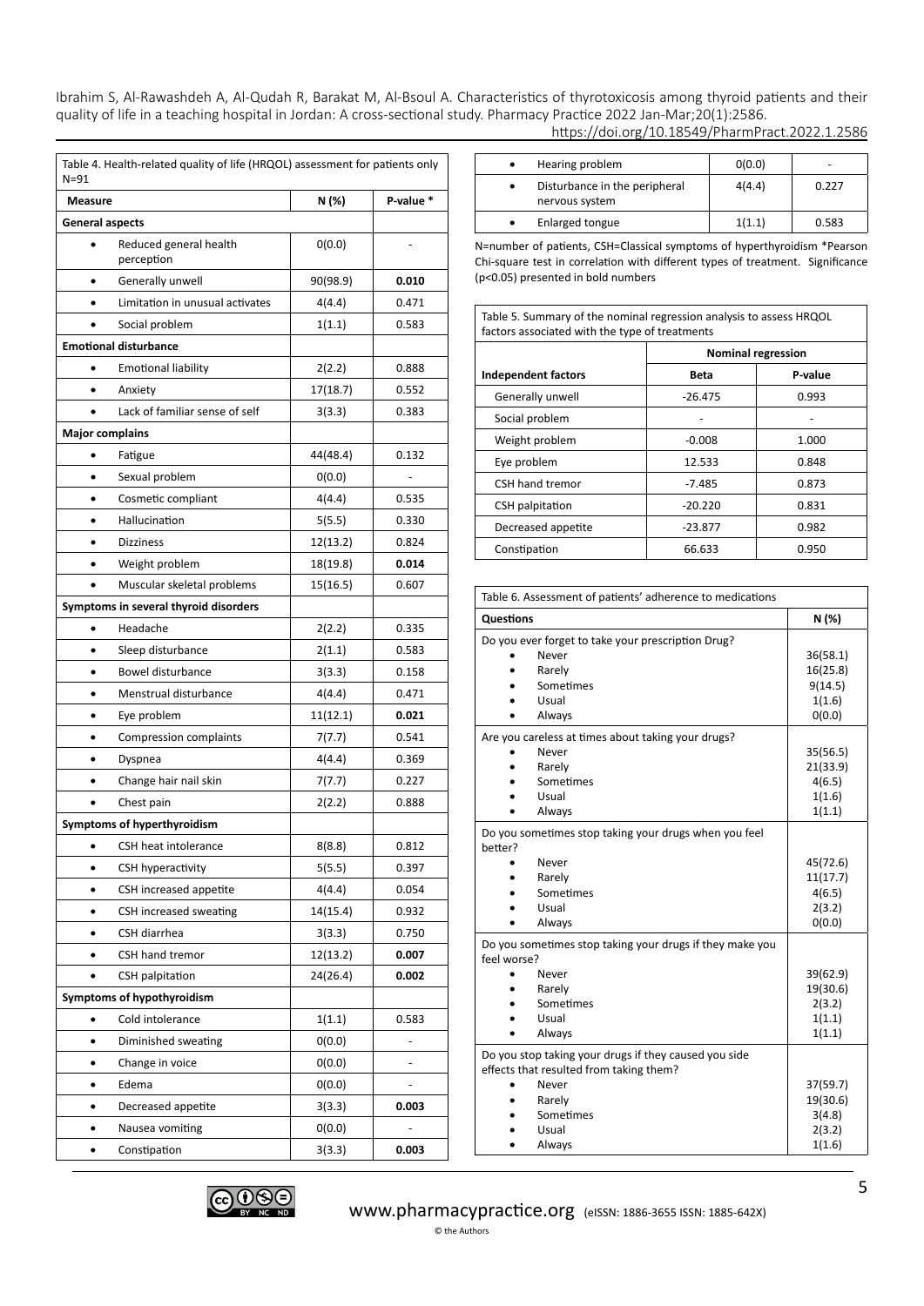Table 4. Health-related quality of life (HRQOL) assessment for patients only N=91

| Measure | N (%) | P-value * |
|---|---|---|
| **General aspects** | | |
| • Reduced general health perception | 0(0.0) | - |
| • Generally unwell | 90(98.9) | **0.010** |
| • Limitation in unusual activates | 4(4.4) | 0.471 |
| • Social problem | 1(1.1) | 0.583 |
| **Emotional disturbance** | | |
| • Emotional liability | 2(2.2) | 0.888 |
| • Anxiety | 17(18.7) | 0.552 |
| • Lack of familiar sense of self | 3(3.3) | 0.383 |
| **Major complains** | | |
| • Fatigue | 44(48.4) | 0.132 |
| • Sexual problem | 0(0.0) | - |
| • Cosmetic compliant | 4(4.4) | 0.535 |
| • Hallucination | 5(5.5) | 0.330 |
| • Dizziness | 12(13.2) | 0.824 |
| • Weight problem | 18(19.8) | **0.014** |
| • Muscular skeletal problems | 15(16.5) | 0.607 |
| **Symptoms in several thyroid disorders** | | |
| • Headache | 2(2.2) | 0.335 |
| • Sleep disturbance | 2(1.1) | 0.583 |
| • Bowel disturbance | 3(3.3) | 0.158 |
| • Menstrual disturbance | 4(4.4) | 0.471 |
| • Eye problem | 11(12.1) | **0.021** |
| • Compression complaints | 7(7.7) | 0.541 |
| • Dyspnea | 4(4.4) | 0.369 |
| • Change hair nail skin | 7(7.7) | 0.227 |
| • Chest pain | 2(2.2) | 0.888 |
| **Symptoms of hyperthyroidism** | | |
| • CSH heat intolerance | 8(8.8) | 0.812 |
| • CSH hyperactivity | 5(5.5) | 0.397 |
| • CSH increased appetite | 4(4.4) | 0.054 |
| • CSH increased sweating | 14(15.4) | 0.932 |
| • CSH diarrhea | 3(3.3) | 0.750 |
| • CSH hand tremor | 12(13.2) | **0.007** |
| • CSH palpitation | 24(26.4) | **0.002** |
| **Symptoms of hypothyroidism** | | |
| • Cold intolerance | 1(1.1) | 0.583 |
| • Diminished sweating | 0(0.0) | - |
| • Change in voice | 0(0.0) | - |
| • Edema | 0(0.0) | - |
| • Decreased appetite | 3(3.3) | **0.003** |
| • Nausea vomiting | 0(0.0) | - |
| • Constipation | 3(3.3) | **0.003** |
| • Hearing problem | 0(0.0) | - |
| • Disturbance in the peripheral nervous system | 4(4.4) | 0.227 |
| • Enlarged tongue | 1(1.1) | 0.583 |

N=number of patients, CSH=Classical symptoms of hyperthyroidism *Pearson Chi-square test in correlation with different types of treatment. Significance ($p<0.05$) presented in bold numbers

Table 5. Summary of the nominal regression analysis to assess HRQOL factors associated with the type of treatments

| Independent factors | Nominal regression | |
|---|---|---|
| | **Beta** | **P-value** |
| Generally unwell | -26.475 | 0.993 |
| Social problem | - | - |
| Weight problem | -0.008 | 1.000 |
| Eye problem | 12.533 | 0.848 |
| CSH hand tremor | -7.485 | 0.873 |
| CSH palpitation | -20.220 | 0.831 |
| Decreased appetite | -23.877 | 0.982 |
| Constipation | 66.633 | 0.950 |

Table 6. Assessment of patients' adherence to medications

| Questions | N (%) |
|---|---|
| **Do you ever forget to take your prescription Drug?** | |
| • Never | 36(58.1) |
| • Rarely | 16(25.8) |
| • Sometimes | 9(14.5) |
| • Usual | 1(1.6) |
| • Always | 0(0.0) |
| **Are you careless at times about taking your drugs?** | |
| • Never | 35(56.5) |
| • Rarely | 21(33.9) |
| • Sometimes | 4(6.5) |
| • Usual | 1(1.6) |
| • Always | 1(1.1) |
| **Do you sometimes stop taking your drugs when you feel better?** | |
| • Never | 45(72.6) |
| • Rarely | 11(17.7) |
| • Sometimes | 4(6.5) |
| • Usual | 2(3.2) |
| • Always | 0(0.0) |
| **Do you sometimes stop taking your drugs if they make you feel worse?** | |
| • Never | 39(62.9) |
| • Rarely | 19(30.6) |
| • Sometimes | 2(3.2) |
| • Usual | 1(1.1) |
| • Always | 1(1.1) |
| **Do you stop taking your drugs if they caused you side effects that resulted from taking them?** | |
| • Never | 37(59.7) |
| • Rarely | 19(30.6) |
| • Sometimes | 3(4.8) |
| • Usual | 2(3.2) |
| • Always | 1(1.6) |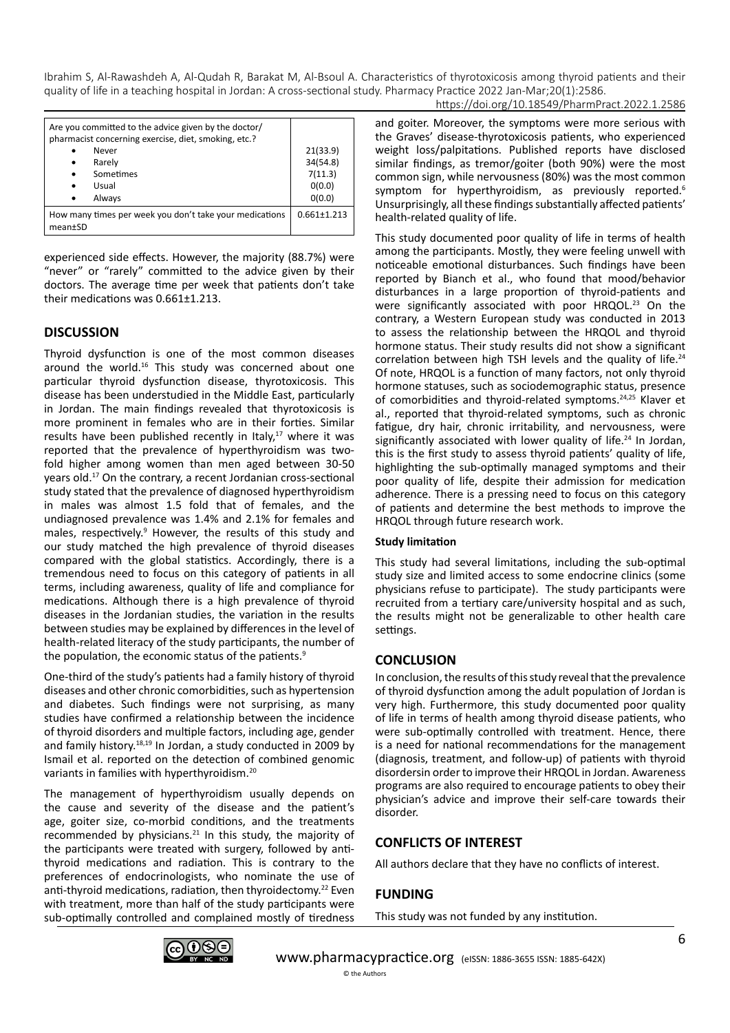| Are you committed to the advice given by the doctor/ pharmacist concerning exercise, diet, smoking, etc.? | |
|---|---|
| • Never | 21(33.9) |
| • Rarely | 34(54.8) |
| • Sometimes | 7(11.3) |
| • Usual | 0(0.0) |
| • Always | 0(0.0) |
| How many times per week you don't take your medications mean±SD | 0.661±1.213 |

experienced side effects. However, the majority (88.7%) were "never" or "rarely" committed to the advice given by their doctors. The average time per week that patients don't take their medications was 0.661±1.213.

## DISCUSSION

Thyroid dysfunction is one of the most common diseases around the world.[16] This study was concerned about one particular thyroid dysfunction disease, thyrotoxicosis. This disease has been understudied in the Middle East, particularly in Jordan. The main findings revealed that thyrotoxicosis is more prominent in females who are in their forties. Similar results have been published recently in Italy,[17] where it was reported that the prevalence of hyperthyroidism was two-fold higher among women than men aged between 30-50 years old.[17] On the contrary, a recent Jordanian cross-sectional study stated that the prevalence of diagnosed hyperthyroidism in males was almost 1.5 fold that of females, and the undiagnosed prevalence was 1.4% and 2.1% for females and males, respectively.[9] However, the results of this study and our study matched the high prevalence of thyroid diseases compared with the global statistics. Accordingly, there is a tremendous need to focus on this category of patients in all terms, including awareness, quality of life and compliance for medications. Although there is a high prevalence of thyroid diseases in the Jordanian studies, the variation in the results between studies may be explained by differences in the level of health-related literacy of the study participants, the number of the population, the economic status of the patients.[9]

One-third of the study's patients had a family history of thyroid diseases and other chronic comorbidities, such as hypertension and diabetes. Such findings were not surprising, as many studies have confirmed a relationship between the incidence of thyroid disorders and multiple factors, including age, gender and family history.[18,19] In Jordan, a study conducted in 2009 by Ismail et al. reported on the detection of combined genomic variants in families with hyperthyroidism.[20]

The management of hyperthyroidism usually depends on the cause and severity of the disease and the patient's age, goiter size, co-morbid conditions, and the treatments recommended by physicians.[21] In this study, the majority of the participants were treated with surgery, followed by anti-thyroid medications and radiation. This is contrary to the preferences of endocrinologists, who nominate the use of anti-thyroid medications, radiation, then thyroidectomy.[22] Even with treatment, more than half of the study participants were sub-optimally controlled and complained mostly of tiredness and goiter. Moreover, the symptoms were more serious with the Graves' disease-thyrotoxicosis patients, who experienced weight loss/palpitations. Published reports have disclosed similar findings, as tremor/goiter (both 90%) were the most common sign, while nervousness (80%) was the most common symptom for hyperthyroidism, as previously reported.[6] Unsurprisingly, all these findings substantially affected patients' health-related quality of life.

This study documented poor quality of life in terms of health among the participants. Mostly, they were feeling unwell with noticeable emotional disturbances. Such findings have been reported by Bianch et al., who found that mood/behavior disturbances in a large proportion of thyroid-patients and were significantly associated with poor HRQOL.[23] On the contrary, a Western European study was conducted in 2013 to assess the relationship between the HRQOL and thyroid hormone status. Their study results did not show a significant correlation between high TSH levels and the quality of life.[24] Of note, HRQOL is a function of many factors, not only thyroid hormone statuses, such as sociodemographic status, presence of comorbidities and thyroid-related symptoms.[24,25] Klaver et al., reported that thyroid-related symptoms, such as chronic fatigue, dry hair, chronic irritability, and nervousness, were significantly associated with lower quality of life.[24] In Jordan, this is the first study to assess thyroid patients' quality of life, highlighting the sub-optimally managed symptoms and their poor quality of life, despite their admission for medication adherence. There is a pressing need to focus on this category of patients and determine the best methods to improve the HRQOL through future research work.

#### Study limitation

This study had several limitations, including the sub-optimal study size and limited access to some endocrine clinics (some physicians refuse to participate). The study participants were recruited from a tertiary care/university hospital and as such, the results might not be generalizable to other health care settings.

## CONCLUSION

In conclusion, the results of this study reveal that the prevalence of thyroid dysfunction among the adult population of Jordan is very high. Furthermore, this study documented poor quality of life in terms of health among thyroid disease patients, who were sub-optimally controlled with treatment. Hence, there is a need for national recommendations for the management (diagnosis, treatment, and follow-up) of patients with thyroid disordersin order to improve their HRQOL in Jordan. Awareness programs are also required to encourage patients to obey their physician's advice and improve their self-care towards their disorder.

## CONFLICTS OF INTEREST

All authors declare that they have no conflicts of interest.

## FUNDING

This study was not funded by any institution.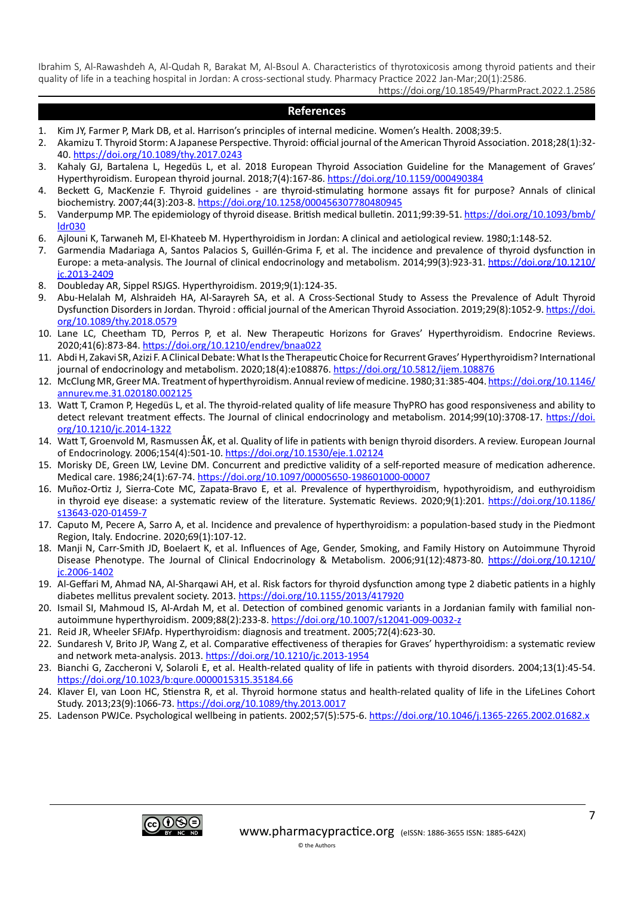## References

1. Kim JY, Farmer P, Mark DB, et al. Harrison's principles of internal medicine. Women's Health. 2008;39:5.
2. Akamizu T. Thyroid Storm: A Japanese Perspective. Thyroid: official journal of the American Thyroid Association. 2018;28(1):32-40. https://doi.org/10.1089/thy.2017.0243
3. Kahaly GJ, Bartalena L, Hegedüs L, et al. 2018 European Thyroid Association Guideline for the Management of Graves' Hyperthyroidism. European thyroid journal. 2018;7(4):167-86. https://doi.org/10.1159/000490384
4. Beckett G, MacKenzie F. Thyroid guidelines - are thyroid-stimulating hormone assays fit for purpose? Annals of clinical biochemistry. 2007;44(3):203-8. https://doi.org/10.1258/000456307780480945
5. Vanderpump MP. The epidemiology of thyroid disease. British medical bulletin. 2011;99:39-51. https://doi.org/10.1093/bmb/ldr030
6. Ajlouni K, Tarwaneh M, El-Khateeb M. Hyperthyroidism in Jordan: A clinical and aetiological review. 1980;1:148-52.
7. Garmendia Madariaga A, Santos Palacios S, Guillén-Grima F, et al. The incidence and prevalence of thyroid dysfunction in Europe: a meta-analysis. The Journal of clinical endocrinology and metabolism. 2014;99(3):923-31. https://doi.org/10.1210/jc.2013-2409
8. Doubleday AR, Sippel RSJGS. Hyperthyroidism. 2019;9(1):124-35.
9. Abu-Helalah M, Alshraideh HA, Al-Sarayreh SA, et al. A Cross-Sectional Study to Assess the Prevalence of Adult Thyroid Dysfunction Disorders in Jordan. Thyroid : official journal of the American Thyroid Association. 2019;29(8):1052-9. https://doi.org/10.1089/thy.2018.0579
10. Lane LC, Cheetham TD, Perros P, et al. New Therapeutic Horizons for Graves' Hyperthyroidism. Endocrine Reviews. 2020;41(6):873-84. https://doi.org/10.1210/endrev/bnaa022
11. Abdi H, Zakavi SR, Azizi F. A Clinical Debate: What Is the Therapeutic Choice for Recurrent Graves' Hyperthyroidism? International journal of endocrinology and metabolism. 2020;18(4):e108876. https://doi.org/10.5812/ijem.108876
12. McClung MR, Greer MA. Treatment of hyperthyroidism. Annual review of medicine. 1980;31:385-404. https://doi.org/10.1146/annurev.me.31.020180.002125
13. Watt T, Cramon P, Hegedüs L, et al. The thyroid-related quality of life measure ThyPRO has good responsiveness and ability to detect relevant treatment effects. The Journal of clinical endocrinology and metabolism. 2014;99(10):3708-17. https://doi.org/10.1210/jc.2014-1322
14. Watt T, Groenvold M, Rasmussen ÅK, et al. Quality of life in patients with benign thyroid disorders. A review. European Journal of Endocrinology. 2006;154(4):501-10. https://doi.org/10.1530/eje.1.02124
15. Morisky DE, Green LW, Levine DM. Concurrent and predictive validity of a self-reported measure of medication adherence. Medical care. 1986;24(1):67-74. https://doi.org/10.1097/00005650-198601000-00007
16. Muñoz-Ortiz J, Sierra-Cote MC, Zapata-Bravo E, et al. Prevalence of hyperthyroidism, hypothyroidism, and euthyroidism in thyroid eye disease: a systematic review of the literature. Systematic Reviews. 2020;9(1):201. https://doi.org/10.1186/s13643-020-01459-7
17. Caputo M, Pecere A, Sarro A, et al. Incidence and prevalence of hyperthyroidism: a population-based study in the Piedmont Region, Italy. Endocrine. 2020;69(1):107-12.
18. Manji N, Carr-Smith JD, Boelaert K, et al. Influences of Age, Gender, Smoking, and Family History on Autoimmune Thyroid Disease Phenotype. The Journal of Clinical Endocrinology & Metabolism. 2006;91(12):4873-80. https://doi.org/10.1210/jc.2006-1402
19. Al-Geffari M, Ahmad NA, Al-Sharqawi AH, et al. Risk factors for thyroid dysfunction among type 2 diabetic patients in a highly diabetes mellitus prevalent society. 2013. https://doi.org/10.1155/2013/417920
20. Ismail SI, Mahmoud IS, Al-Ardah M, et al. Detection of combined genomic variants in a Jordanian family with familial non-autoimmune hyperthyroidism. 2009;88(2):233-8. https://doi.org/10.1007/s12041-009-0032-z
21. Reid JR, Wheeler SFJAfp. Hyperthyroidism: diagnosis and treatment. 2005;72(4):623-30.
22. Sundaresh V, Brito JP, Wang Z, et al. Comparative effectiveness of therapies for Graves' hyperthyroidism: a systematic review and network meta-analysis. 2013. https://doi.org/10.1210/jc.2013-1954
23. Bianchi G, Zaccheroni V, Solaroli E, et al. Health-related quality of life in patients with thyroid disorders. 2004;13(1):45-54. https://doi.org/10.1023/b:qure.0000015315.35184.66
24. Klaver EI, van Loon HC, Stienstra R, et al. Thyroid hormone status and health-related quality of life in the LifeLines Cohort Study. 2013;23(9):1066-73. https://doi.org/10.1089/thy.2013.0017
25. Ladenson PWJCe. Psychological wellbeing in patients. 2002;57(5):575-6. https://doi.org/10.1046/j.1365-2265.2002.01682.x